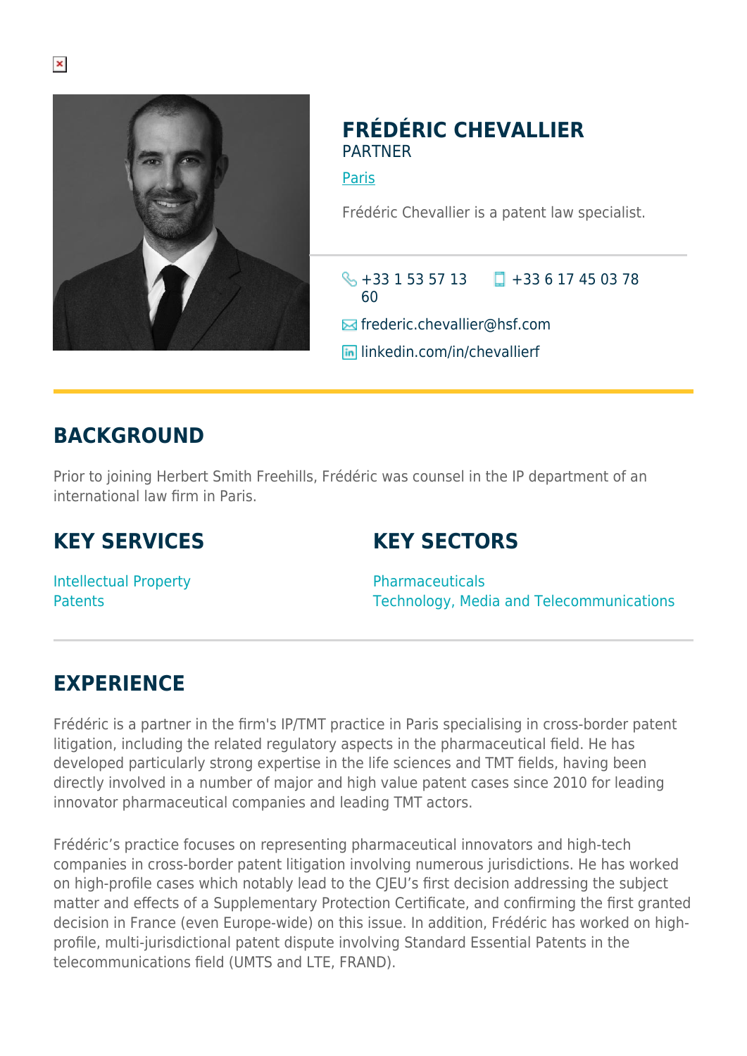# FRÉDÉRIC CHEVALLIER

PARTNER

Paris

Frédéric Chevallier is a patent law specialist.

+33 1 53 57 13 60

+33 6 17 45 03 78

frederic.chevallier@hsf.com

linkedin.com/in/chevallierf

## BACKGROUND

Prior to joining Herbert Smith Freehills, Frédéric was counsel in the IP department of an international law firm in Paris.

## KEY SERVICES

Intellectual Property
Patents

## KEY SECTORS

Pharmaceuticals
Technology, Media and Telecommunications

## EXPERIENCE

Frédéric is a partner in the firm's IP/TMT practice in Paris specialising in cross-border patent litigation, including the related regulatory aspects in the pharmaceutical field. He has developed particularly strong expertise in the life sciences and TMT fields, having been directly involved in a number of major and high value patent cases since 2010 for leading innovator pharmaceutical companies and leading TMT actors.

Frédéric's practice focuses on representing pharmaceutical innovators and high-tech companies in cross-border patent litigation involving numerous jurisdictions. He has worked on high-profile cases which notably lead to the CJEU's first decision addressing the subject matter and effects of a Supplementary Protection Certificate, and confirming the first granted decision in France (even Europe-wide) on this issue. In addition, Frédéric has worked on high-profile, multi-jurisdictional patent dispute involving Standard Essential Patents in the telecommunications field (UMTS and LTE, FRAND).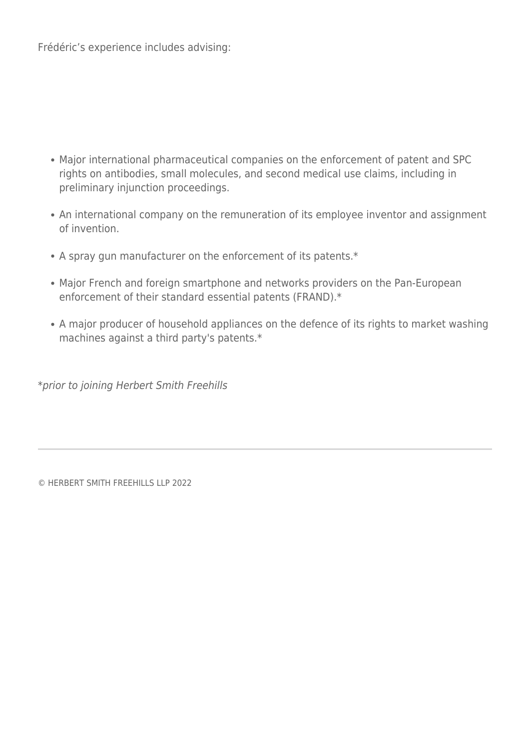Frédéric's experience includes advising:

- Major international pharmaceutical companies on the enforcement of patent and SPC rights on antibodies, small molecules, and second medical use claims, including in preliminary injunction proceedings.
- An international company on the remuneration of its employee inventor and assignment of invention.
- A spray gun manufacturer on the enforcement of its patents.*
- Major French and foreign smartphone and networks providers on the Pan-European enforcement of their standard essential patents (FRAND).*
- A major producer of household appliances on the defence of its rights to market washing machines against a third party's patents.*

*\*prior to joining Herbert Smith Freehills*

---

© HERBERT SMITH FREEHILLS LLP 2022